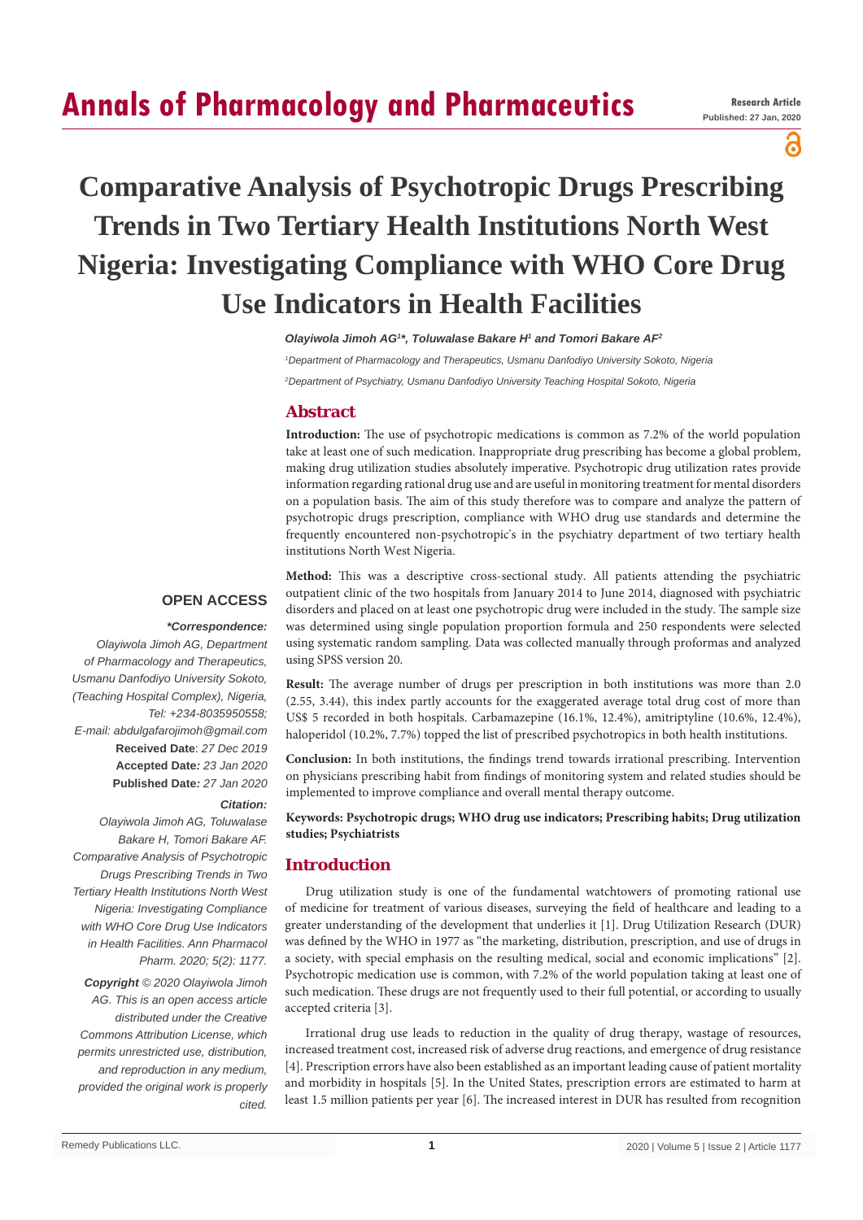# Comparative Analysis of Psychotropic Drugs Prescribing Trends in Two Tertiary Health Institutions North West Nigeria: Investigating Compliance with WHO Core Drug Use Indicators in Health Facilities

***Olayiwola Jimoh AG[1]\*, Toluwalase Bakare H[1] and Tomori Bakare AF[2]***

*[1]Department of Pharmacology and Therapeutics, Usmanu Danfodiyo University Sokoto, Nigeria*

*[2]Department of Psychiatry, Usmanu Danfodiyo University Teaching Hospital Sokoto, Nigeria*

**OPEN ACCESS**

***\*Correspondence:***

*Olayiwola Jimoh AG, Department of Pharmacology and Therapeutics, Usmanu Danfodiyo University Sokoto, (Teaching Hospital Complex), Nigeria, Tel: +234-8035950558; E-mail: abdulgafarojimoh@gmail.com*

**Received Date**: *27 Dec 2019*

**Accepted Date***: 23 Jan 2020*

**Published Date***: 27 Jan 2020*

***Citation:***

*Olayiwola Jimoh AG, Toluwalase Bakare H, Tomori Bakare AF. Comparative Analysis of Psychotropic Drugs Prescribing Trends in Two Tertiary Health Institutions North West Nigeria: Investigating Compliance with WHO Core Drug Use Indicators in Health Facilities. Ann Pharmacol Pharm. 2020; 5(2): 1177.*

***Copyright** © 2020 Olayiwola Jimoh AG. This is an open access article distributed under the Creative Commons Attribution License, which permits unrestricted use, distribution, and reproduction in any medium, provided the original work is properly cited.*

## Abstract

**Introduction:** The use of psychotropic medications is common as 7.2% of the world population take at least one of such medication. Inappropriate drug prescribing has become a global problem, making drug utilization studies absolutely imperative. Psychotropic drug utilization rates provide information regarding rational drug use and are useful in monitoring treatment for mental disorders on a population basis. The aim of this study therefore was to compare and analyze the pattern of psychotropic drugs prescription, compliance with WHO drug use standards and determine the frequently encountered non-psychotropic's in the psychiatry department of two tertiary health institutions North West Nigeria.

**Method:** This was a descriptive cross-sectional study. All patients attending the psychiatric outpatient clinic of the two hospitals from January 2014 to June 2014, diagnosed with psychiatric disorders and placed on at least one psychotropic drug were included in the study. The sample size was determined using single population proportion formula and 250 respondents were selected using systematic random sampling. Data was collected manually through proformas and analyzed using SPSS version 20.

**Result:** The average number of drugs per prescription in both institutions was more than 2.0 (2.55, 3.44), this index partly accounts for the exaggerated average total drug cost of more than US$ 5 recorded in both hospitals. Carbamazepine (16.1%, 12.4%), amitriptyline (10.6%, 12.4%), haloperidol (10.2%, 7.7%) topped the list of prescribed psychotropics in both health institutions.

**Conclusion:** In both institutions, the findings trend towards irrational prescribing. Intervention on physicians prescribing habit from findings of monitoring system and related studies should be implemented to improve compliance and overall mental therapy outcome.

**Keywords: Psychotropic drugs; WHO drug use indicators; Prescribing habits; Drug utilization studies; Psychiatrists**

## Introduction

Drug utilization study is one of the fundamental watchtowers of promoting rational use of medicine for treatment of various diseases, surveying the field of healthcare and leading to a greater understanding of the development that underlies it [1]. Drug Utilization Research (DUR) was defined by the WHO in 1977 as "the marketing, distribution, prescription, and use of drugs in a society, with special emphasis on the resulting medical, social and economic implications" [2]. Psychotropic medication use is common, with 7.2% of the world population taking at least one of such medication. These drugs are not frequently used to their full potential, or according to usually accepted criteria [3].

Irrational drug use leads to reduction in the quality of drug therapy, wastage of resources, increased treatment cost, increased risk of adverse drug reactions, and emergence of drug resistance [4]. Prescription errors have also been established as an important leading cause of patient mortality and morbidity in hospitals [5]. In the United States, prescription errors are estimated to harm at least 1.5 million patients per year [6]. The increased interest in DUR has resulted from recognition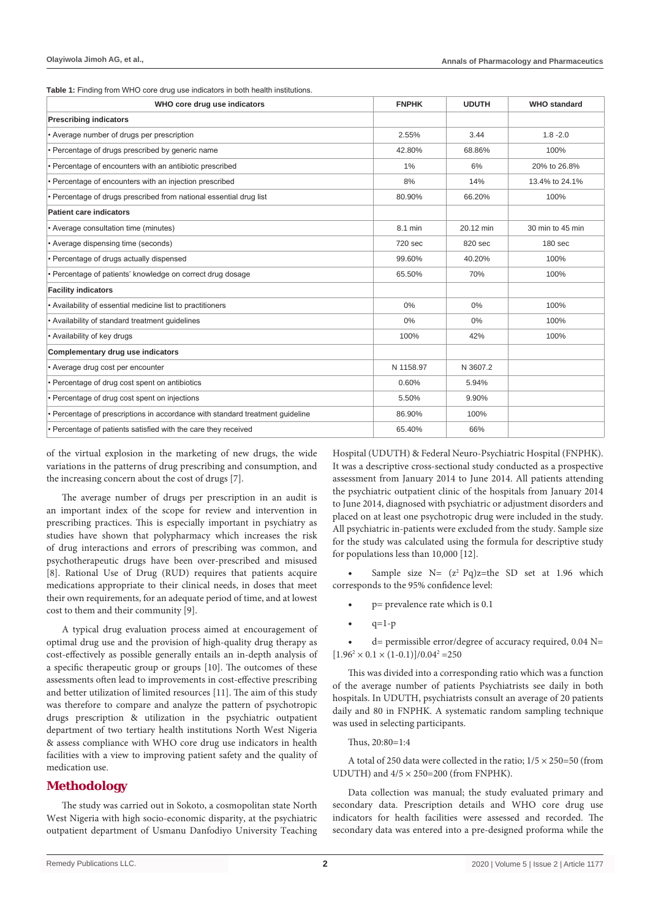**Table 1:** Finding from WHO core drug use indicators in both health institutions.

| WHO core drug use indicators | FNPHK | UDUTH | WHO standard |
|---|---|---|---|
| **Prescribing indicators** | | | |
| • Average number of drugs per prescription | 2.55% | 3.44 | 1.8 -2.0 |
| • Percentage of drugs prescribed by generic name | 42.80% | 68.86% | 100% |
| • Percentage of encounters with an antibiotic prescribed | 1% | 6% | 20% to 26.8% |
| • Percentage of encounters with an injection prescribed | 8% | 14% | 13.4% to 24.1% |
| • Percentage of drugs prescribed from national essential drug list | 80.90% | 66.20% | 100% |
| **Patient care indicators** | | | |
| • Average consultation time (minutes) | 8.1 min | 20.12 min | 30 min to 45 min |
| • Average dispensing time (seconds) | 720 sec | 820 sec | 180 sec |
| • Percentage of drugs actually dispensed | 99.60% | 40.20% | 100% |
| • Percentage of patients' knowledge on correct drug dosage | 65.50% | 70% | 100% |
| **Facility indicators** | | | |
| • Availability of essential medicine list to practitioners | 0% | 0% | 100% |
| • Availability of standard treatment guidelines | 0% | 0% | 100% |
| • Availability of key drugs | 100% | 42% | 100% |
| **Complementary drug use indicators** | | | |
| • Average drug cost per encounter | N 1158.97 | N 3607.2 | |
| • Percentage of drug cost spent on antibiotics | 0.60% | 5.94% | |
| • Percentage of drug cost spent on injections | 5.50% | 9.90% | |
| • Percentage of prescriptions in accordance with standard treatment guideline | 86.90% | 100% | |
| • Percentage of patients satisfied with the care they received | 65.40% | 66% | |

of the virtual explosion in the marketing of new drugs, the wide variations in the patterns of drug prescribing and consumption, and the increasing concern about the cost of drugs [7].

The average number of drugs per prescription in an audit is an important index of the scope for review and intervention in prescribing practices. This is especially important in psychiatry as studies have shown that polypharmacy which increases the risk of drug interactions and errors of prescribing was common, and psychotherapeutic drugs have been over-prescribed and misused [8]. Rational Use of Drug (RUD) requires that patients acquire medications appropriate to their clinical needs, in doses that meet their own requirements, for an adequate period of time, and at lowest cost to them and their community [9].

A typical drug evaluation process aimed at encouragement of optimal drug use and the provision of high-quality drug therapy as cost-effectively as possible generally entails an in-depth analysis of a specific therapeutic group or groups [10]. The outcomes of these assessments often lead to improvements in cost-effective prescribing and better utilization of limited resources [11]. The aim of this study was therefore to compare and analyze the pattern of psychotropic drugs prescription & utilization in the psychiatric outpatient department of two tertiary health institutions North West Nigeria & assess compliance with WHO core drug use indicators in health facilities with a view to improving patient safety and the quality of medication use.

## Methodology

The study was carried out in Sokoto, a cosmopolitan state North West Nigeria with high socio-economic disparity, at the psychiatric outpatient department of Usmanu Danfodiyo University Teaching Hospital (UDUTH) & Federal Neuro-Psychiatric Hospital (FNPHK). It was a descriptive cross-sectional study conducted as a prospective assessment from January 2014 to June 2014. All patients attending the psychiatric outpatient clinic of the hospitals from January 2014 to June 2014, diagnosed with psychiatric or adjustment disorders and placed on at least one psychotropic drug were included in the study. All psychiatric in-patients were excluded from the study. Sample size for the study was calculated using the formula for descriptive study for populations less than 10,000 [12].

- Sample size N= ($z^2$ Pq)z=the SD set at 1.96 which corresponds to the 95% confidence level:
- p= prevalence rate which is 0.1
- q=1-p
- d= permissible error/degree of accuracy required, 0.04 N= $[1.96^2 \times 0.1 \times (1\text{-}0.1)]/0.04^2 = 250$

This was divided into a corresponding ratio which was a function of the average number of patients Psychiatrists see daily in both hospitals. In UDUTH, psychiatrists consult an average of 20 patients daily and 80 in FNPHK. A systematic random sampling technique was used in selecting participants.

Thus, 20:80=1:4

A total of 250 data were collected in the ratio; $1/5 \times 250 = 50$ (from UDUTH) and $4/5 \times 250 = 200$ (from FNPHK).

Data collection was manual; the study evaluated primary and secondary data. Prescription details and WHO core drug use indicators for health facilities were assessed and recorded. The secondary data was entered into a pre-designed proforma while the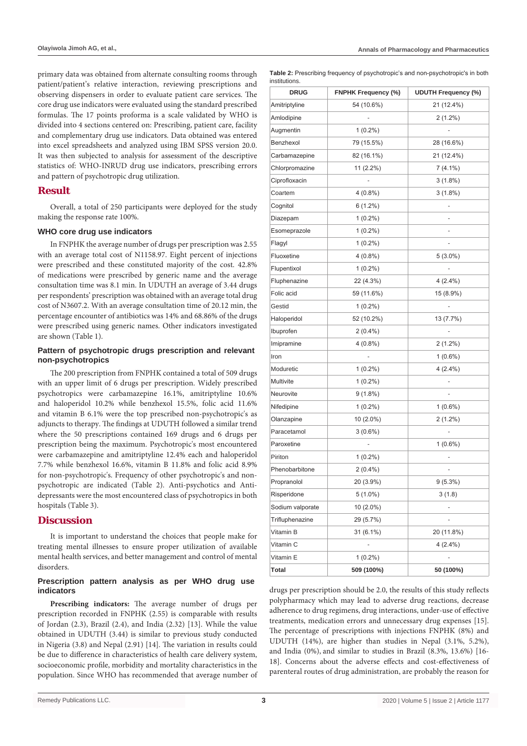primary data was obtained from alternate consulting rooms through patient/patient's relative interaction, reviewing prescriptions and observing dispensers in order to evaluate patient care services. The core drug use indicators were evaluated using the standard prescribed formulas. The 17 points proforma is a scale validated by WHO is divided into 4 sections centered on: Prescribing, patient care, facility and complementary drug use indicators. Data obtained was entered into excel spreadsheets and analyzed using IBM SPSS version 20.0. It was then subjected to analysis for assessment of the descriptive statistics of: WHO-INRUD drug use indicators, prescribing errors and pattern of psychotropic drug utilization.

## Result

Overall, a total of 250 participants were deployed for the study making the response rate 100%.

### WHO core drug use indicators

In FNPHK the average number of drugs per prescription was 2.55 with an average total cost of N1158.97. Eight percent of injections were prescribed and these constituted majority of the cost. 42.8% of medications were prescribed by generic name and the average consultation time was 8.1 min. In UDUTH an average of 3.44 drugs per respondents' prescription was obtained with an average total drug cost of N3607.2. With an average consultation time of 20.12 min, the percentage encounter of antibiotics was 14% and 68.86% of the drugs were prescribed using generic names. Other indicators investigated are shown (Table 1).

### Pattern of psychotropic drugs prescription and relevant non-psychotropics

The 200 prescription from FNPHK contained a total of 509 drugs with an upper limit of 6 drugs per prescription. Widely prescribed psychotropics were carbamazepine 16.1%, amitriptyline 10.6% and haloperidol 10.2% while benzhexol 15.5%, folic acid 11.6% and vitamin B 6.1% were the top prescribed non-psychotropic's as adjuncts to therapy. The findings at UDUTH followed a similar trend where the 50 prescriptions contained 169 drugs and 6 drugs per prescription being the maximum. Psychotropic's most encountered were carbamazepine and amitriptyline 12.4% each and haloperidol 7.7% while benzhexol 16.6%, vitamin B 11.8% and folic acid 8.9% for non-psychotropic's. Frequency of other psychotropic's and non-psychotropic are indicated (Table 2). Anti-psychotics and Anti-depressants were the most encountered class of psychotropics in both hospitals (Table 3).

**Table 2:** Prescribing frequency of psychotropic's and non-psychotropic's in both institutions.

| DRUG | FNPHK Frequency (%) | UDUTH Frequency (%) |
|---|---|---|
| Amitriptyline | 54 (10.6%) | 21 (12.4%) |
| Amlodipine | - | 2 (1.2%) |
| Augmentin | 1 (0.2%) | - |
| Benzhexol | 79 (15.5%) | 28 (16.6%) |
| Carbamazepine | 82 (16.1%) | 21 (12.4%) |
| Chlorpromazine | 11 (2.2%) | 7 (4.1%) |
| Ciprofloxacin | - | 3 (1.8%) |
| Coartem | 4 (0.8%) | 3 (1.8%) |
| Cognitol | 6 (1.2%) | - |
| Diazepam | 1 (0.2%) | - |
| Esomeprazole | 1 (0.2%) | - |
| Flagyl | 1 (0.2%) | - |
| Fluoxetine | 4 (0.8%) | 5 (3.0%) |
| Flupentixol | 1 (0.2%) | - |
| Fluphenazine | 22 (4.3%) | 4 (2.4%) |
| Folic acid | 59 (11.6%) | 15 (8.9%) |
| Gestid | 1 (0.2%) | - |
| Haloperidol | 52 (10.2%) | 13 (7.7%) |
| Ibuprofen | 2 (0.4%) | - |
| Imipramine | 4 (0.8%) | 2 (1.2%) |
| Iron | - | 1 (0.6%) |
| Moduretic | 1 (0.2%) | 4 (2.4%) |
| Multivite | 1 (0.2%) | - |
| Neurovite | 9 (1.8%) | - |
| Nifedipine | 1 (0.2%) | 1 (0.6%) |
| Olanzapine | 10 (2.0%) | 2 (1.2%) |
| Paracetamol | 3 (0.6%) | - |
| Paroxetine | - | 1 (0.6%) |
| Piriton | 1 (0.2%) | - |
| Phenobarbitone | 2 (0.4%) | - |
| Propranolol | 20 (3.9%) | 9 (5.3%) |
| Risperidone | 5 (1.0%) | 3 (1.8) |
| Sodium valporate | 10 (2.0%) | - |
| Trifluphenazine | 29 (5.7%) | - |
| Vitamin B | 31 (6.1%) | 20 (11.8%) |
| Vitamin C | - | 4 (2.4%) |
| Vitamin E | 1 (0.2%) | - |
| **Total** | **509 (100%)** | **50 (100%)** |

## Discussion

It is important to understand the choices that people make for treating mental illnesses to ensure proper utilization of available mental health services, and better management and control of mental disorders.

### Prescription pattern analysis as per WHO drug use indicators

**Prescribing indicators:** The average number of drugs per prescription recorded in FNPHK (2.55) is comparable with results of Jordan (2.3), Brazil (2.4), and India (2.32) [13]. While the value obtained in UDUTH (3.44) is similar to previous study conducted in Nigeria (3.8) and Nepal (2.91) [14]. The variation in results could be due to difference in characteristics of health care delivery system, socioeconomic profile, morbidity and mortality characteristics in the population. Since WHO has recommended that average number of drugs per prescription should be 2.0, the results of this study reflects polypharmacy which may lead to adverse drug reactions, decrease adherence to drug regimens, drug interactions, under-use of effective treatments, medication errors and unnecessary drug expenses [15]. The percentage of prescriptions with injections FNPHK (8%) and UDUTH (14%), are higher than studies in Nepal (3.1%, 5.2%), and India (0%), and similar to studies in Brazil (8.3%, 13.6%) [16-18]. Concerns about the adverse effects and cost-effectiveness of parenteral routes of drug administration, are probably the reason for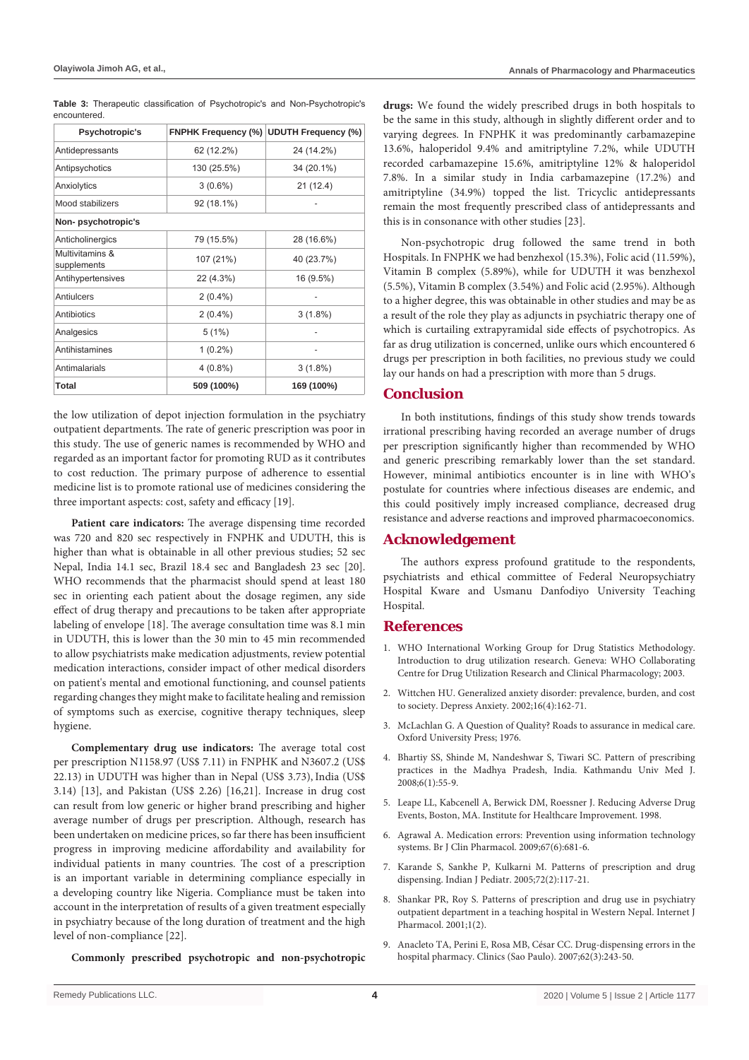**Table 3:** Therapeutic classification of Psychotropic's and Non-Psychotropic's encountered.

| Psychotropic's | FNPHK Frequency (%) | UDUTH Frequency (%) |
|---|---|---|
| Antidepressants | 62 (12.2%) | 24 (14.2%) |
| Antipsychotics | 130 (25.5%) | 34 (20.1%) |
| Anxiolytics | 3 (0.6%) | 21 (12.4) |
| Mood stabilizers | 92 (18.1%) | - |
| **Non- psychotropic's** | | |
| Anticholinergics | 79 (15.5%) | 28 (16.6%) |
| Multivitamins & supplements | 107 (21%) | 40 (23.7%) |
| Antihypertensives | 22 (4.3%) | 16 (9.5%) |
| Antiulcers | 2 (0.4%) | - |
| Antibiotics | 2 (0.4%) | 3 (1.8%) |
| Analgesics | 5 (1%) | - |
| Antihistamines | 1 (0.2%) | - |
| Antimalarials | 4 (0.8%) | 3 (1.8%) |
| **Total** | **509 (100%)** | **169 (100%)** |

the low utilization of depot injection formulation in the psychiatry outpatient departments. The rate of generic prescription was poor in this study. The use of generic names is recommended by WHO and regarded as an important factor for promoting RUD as it contributes to cost reduction. The primary purpose of adherence to essential medicine list is to promote rational use of medicines considering the three important aspects: cost, safety and efficacy [19].

**Patient care indicators:** The average dispensing time recorded was 720 and 820 sec respectively in FNPHK and UDUTH, this is higher than what is obtainable in all other previous studies; 52 sec Nepal, India 14.1 sec, Brazil 18.4 sec and Bangladesh 23 sec [20]. WHO recommends that the pharmacist should spend at least 180 sec in orienting each patient about the dosage regimen, any side effect of drug therapy and precautions to be taken after appropriate labeling of envelope [18]. The average consultation time was 8.1 min in UDUTH, this is lower than the 30 min to 45 min recommended to allow psychiatrists make medication adjustments, review potential medication interactions, consider impact of other medical disorders on patient's mental and emotional functioning, and counsel patients regarding changes they might make to facilitate healing and remission of symptoms such as exercise, cognitive therapy techniques, sleep hygiene.

**Complementary drug use indicators:** The average total cost per prescription N1158.97 (US$ 7.11) in FNPHK and N3607.2 (US$ 22.13) in UDUTH was higher than in Nepal (US$ 3.73), India (US$ 3.14) [13], and Pakistan (US$ 2.26) [16,21]. Increase in drug cost can result from low generic or higher brand prescribing and higher average number of drugs per prescription. Although, research has been undertaken on medicine prices, so far there has been insufficient progress in improving medicine affordability and availability for individual patients in many countries. The cost of a prescription is an important variable in determining compliance especially in a developing country like Nigeria. Compliance must be taken into account in the interpretation of results of a given treatment especially in psychiatry because of the long duration of treatment and the high level of non-compliance [22].

**Commonly prescribed psychotropic and non-psychotropic drugs:** We found the widely prescribed drugs in both hospitals to be the same in this study, although in slightly different order and to varying degrees. In FNPHK it was predominantly carbamazepine 13.6%, haloperidol 9.4% and amitriptyline 7.2%, while UDUTH recorded carbamazepine 15.6%, amitriptyline 12% & haloperidol 7.8%. In a similar study in India carbamazepine (17.2%) and amitriptyline (34.9%) topped the list. Tricyclic antidepressants remain the most frequently prescribed class of antidepressants and this is in consonance with other studies [23].

Non-psychotropic drug followed the same trend in both Hospitals. In FNPHK we had benzhexol (15.3%), Folic acid (11.59%), Vitamin B complex (5.89%), while for UDUTH it was benzhexol (5.5%), Vitamin B complex (3.54%) and Folic acid (2.95%). Although to a higher degree, this was obtainable in other studies and may be as a result of the role they play as adjuncts in psychiatric therapy one of which is curtailing extrapyramidal side effects of psychotropics. As far as drug utilization is concerned, unlike ours which encountered 6 drugs per prescription in both facilities, no previous study we could lay our hands on had a prescription with more than 5 drugs.

## Conclusion

In both institutions, findings of this study show trends towards irrational prescribing having recorded an average number of drugs per prescription significantly higher than recommended by WHO and generic prescribing remarkably lower than the set standard. However, minimal antibiotics encounter is in line with WHO's postulate for countries where infectious diseases are endemic, and this could positively imply increased compliance, decreased drug resistance and adverse reactions and improved pharmacoeconomics.

## Acknowledgement

The authors express profound gratitude to the respondents, psychiatrists and ethical committee of Federal Neuropsychiatry Hospital Kware and Usmanu Danfodiyo University Teaching Hospital.

## References

1. WHO International Working Group for Drug Statistics Methodology. Introduction to drug utilization research. Geneva: WHO Collaborating Centre for Drug Utilization Research and Clinical Pharmacology; 2003.
2. Wittchen HU. Generalized anxiety disorder: prevalence, burden, and cost to society. Depress Anxiety. 2002;16(4):162-71.
3. McLachlan G. A Question of Quality? Roads to assurance in medical care. Oxford University Press; 1976.
4. Bhartiy SS, Shinde M, Nandeshwar S, Tiwari SC. Pattern of prescribing practices in the Madhya Pradesh, India. Kathmandu Univ Med J. 2008;6(1):55-9.
5. Leape LL, Kabcenell A, Berwick DM, Roessner J. Reducing Adverse Drug Events, Boston, MA. Institute for Healthcare Improvement. 1998.
6. Agrawal A. Medication errors: Prevention using information technology systems. Br J Clin Pharmacol. 2009;67(6):681-6.
7. Karande S, Sankhe P, Kulkarni M. Patterns of prescription and drug dispensing. Indian J Pediatr. 2005;72(2):117-21.
8. Shankar PR, Roy S. Patterns of prescription and drug use in psychiatry outpatient department in a teaching hospital in Western Nepal. Internet J Pharmacol. 2001;1(2).
9. Anacleto TA, Perini E, Rosa MB, César CC. Drug-dispensing errors in the hospital pharmacy. Clinics (Sao Paulo). 2007;62(3):243-50.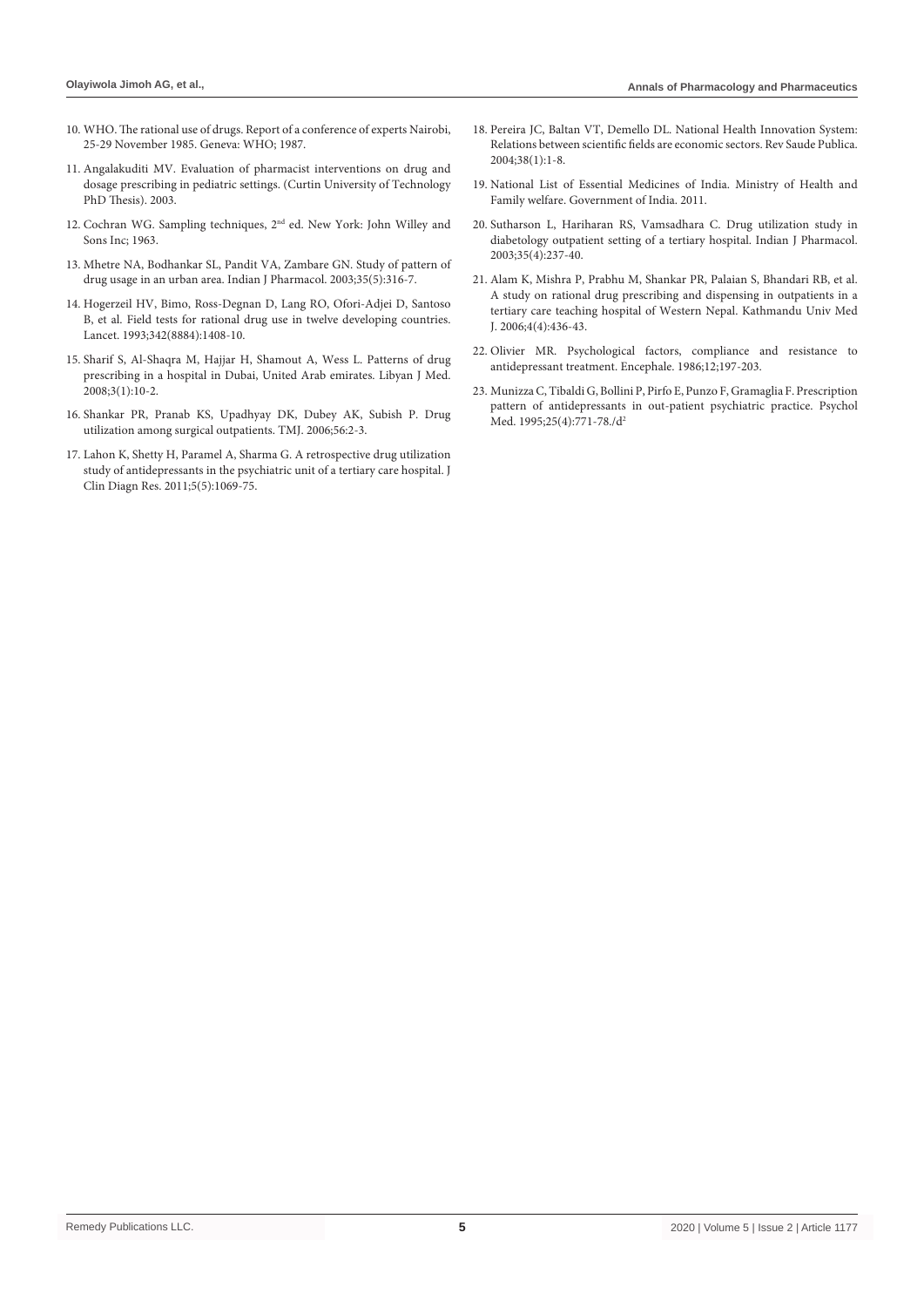10. WHO. The rational use of drugs. Report of a conference of experts Nairobi, 25-29 November 1985. Geneva: WHO; 1987.
11. Angalakuditi MV. Evaluation of pharmacist interventions on drug and dosage prescribing in pediatric settings. (Curtin University of Technology PhD Thesis). 2003.
12. Cochran WG. Sampling techniques, 2nd ed. New York: John Willey and Sons Inc; 1963.
13. Mhetre NA, Bodhankar SL, Pandit VA, Zambare GN. Study of pattern of drug usage in an urban area. Indian J Pharmacol. 2003;35(5):316-7.
14. Hogerzeil HV, Bimo, Ross-Degnan D, Lang RO, Ofori-Adjei D, Santoso B, et al. Field tests for rational drug use in twelve developing countries. Lancet. 1993;342(8884):1408-10.
15. Sharif S, Al-Shaqra M, Hajjar H, Shamout A, Wess L. Patterns of drug prescribing in a hospital in Dubai, United Arab emirates. Libyan J Med. 2008;3(1):10-2.
16. Shankar PR, Pranab KS, Upadhyay DK, Dubey AK, Subish P. Drug utilization among surgical outpatients. TMJ. 2006;56:2-3.
17. Lahon K, Shetty H, Paramel A, Sharma G. A retrospective drug utilization study of antidepressants in the psychiatric unit of a tertiary care hospital. J Clin Diagn Res. 2011;5(5):1069-75.
18. Pereira JC, Baltan VT, Demello DL. National Health Innovation System: Relations between scientific fields are economic sectors. Rev Saude Publica. 2004;38(1):1-8.
19. National List of Essential Medicines of India. Ministry of Health and Family welfare. Government of India. 2011.
20. Sutharson L, Hariharan RS, Vamsadhara C. Drug utilization study in diabetology outpatient setting of a tertiary hospital. Indian J Pharmacol. 2003;35(4):237-40.
21. Alam K, Mishra P, Prabhu M, Shankar PR, Palaian S, Bhandari RB, et al. A study on rational drug prescribing and dispensing in outpatients in a tertiary care teaching hospital of Western Nepal. Kathmandu Univ Med J. 2006;4(4):436-43.
22. Olivier MR. Psychological factors, compliance and resistance to antidepressant treatment. Encephale. 1986;12;197-203.
23. Munizza C, Tibaldi G, Bollini P, Pirfo E, Punzo F, Gramaglia F. Prescription pattern of antidepressants in out-patient psychiatric practice. Psychol Med. 1995;25(4):771-78./d[2]